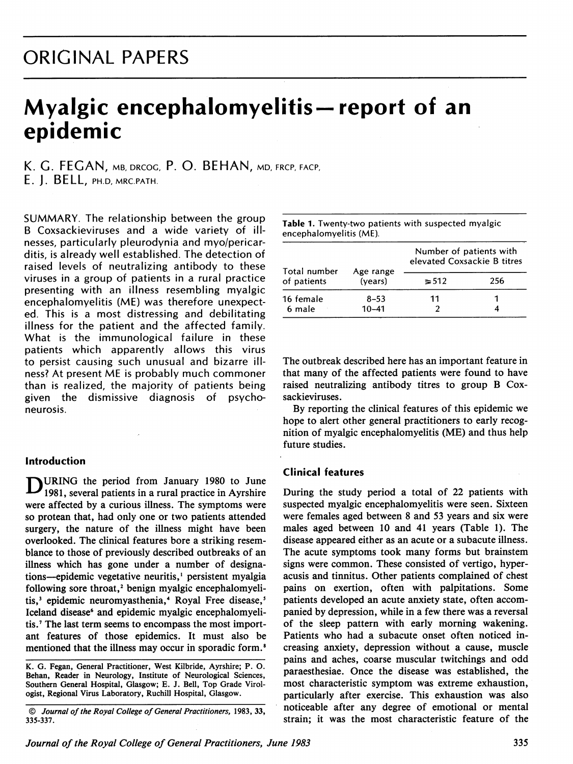# ORIGINAL PAPERS

# Myalgic encephalomyelitis — report of an epidemic

K. G. FEGAN, MB, DRCOG, P. O. BEHAN, MD, FRCP, FACP, E. J. BELL, PH.D, MRC.PATH.

SUMMARY. The relationship between the group B Coxsackieviruses and a wide variety of illnesses, particularly pleurodynia and myo/pericarditis, is already well established. The detection of raised levels of neutralizing antibody to these viruses in a group of patients in a rural practice presenting with an illness resembling myalgic encephalomyelitis (ME) was therefore unexpected. This is a most distressing and debilitating illness for the patient and the affected family. What is the immunological failure in these patients which apparently allows this virus to persist causing such unusual and bizarre illness? At present ME is probably much commoner than is realized, the majority of patients being given the dismissive diagnosis of psychoneurosis.

## Introduction

DURING the period from January 1980 to June 1981, several patients in a rural practice in Ayrshire were affected by a curious illness. The symptoms were so protean that, had only one or two patients attended surgery, the nature of the illness might have been overlooked. The clinical features bore a striking resemblance to those of previously described outbreaks of an illness which has gone under a number of designations—epidemic vegetative neuritis,[1] persistent myalgia following sore throat,[2] benign myalgic encephalomyelitis,[3] epidemic neuromyasthenia,[4] Royal Free disease,[5] Iceland disease[6] and epidemic myalgic encephalomyelitis.[7] The last term seems to encompass the most important features of those epidemics. It must also be mentioned that the illness may occur in sporadic form.[8]

K. G. Fegan, General Practitioner, West Kilbride, Ayrshire; P. O. Behan, Reader in Neurology, Institute of Neurological Sciences, Southern General Hospital, Glasgow; E. J. Bell, Top Grade Virologist, Regional Virus Laboratory, Ruchill Hospital, Glasgow.

© *Journal of the Royal College of General Practitioners*, 1983, 33, 335-337.

**Table 1.** Twenty-two patients with suspected myalgic encephalomyelitis (ME).

| Total number of patients | Age range (years) | Number of patients with elevated Coxsackie B titres | |
|---|---|---|---|
| | | ≥512 | 256 |
| 16 female | 8–53 | 11 | 1 |
| 6 male | 10–41 | 2 | 4 |

The outbreak described here has an important feature in that many of the affected patients were found to have raised neutralizing antibody titres to group B Coxsackieviruses.

By reporting the clinical features of this epidemic we hope to alert other general practitioners to early recognition of myalgic encephalomyelitis (ME) and thus help future studies.

## Clinical features

During the study period a total of 22 patients with suspected myalgic encephalomyelitis were seen. Sixteen were females aged between 8 and 53 years and six were males aged between 10 and 41 years (Table 1). The disease appeared either as an acute or a subacute illness. The acute symptoms took many forms but brainstem signs were common. These consisted of vertigo, hyperacusis and tinnitus. Other patients complained of chest pains on exertion, often with palpitations. Some patients developed an acute anxiety state, often accompanied by depression, while in a few there was a reversal of the sleep pattern with early morning wakening. Patients who had a subacute onset often noticed increasing anxiety, depression without a cause, muscle pains and aches, coarse muscular twitchings and odd paraesthesiae. Once the disease was established, the most characteristic symptom was extreme exhaustion, particularly after exercise. This exhaustion was also noticeable after any degree of emotional or mental strain; it was the most characteristic feature of the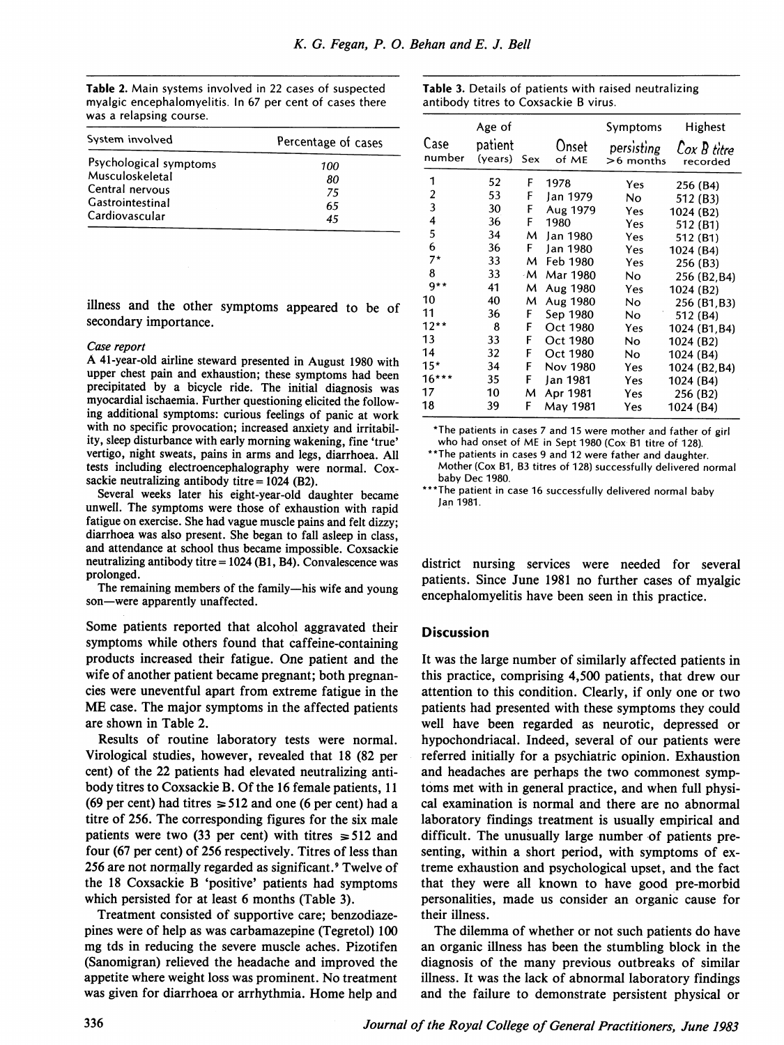**Table 2.** Main systems involved in 22 cases of suspected myalgic encephalomyelitis. In 67 per cent of cases there was a relapsing course.

| System involved | Percentage of cases |
|---|---|
| Psychological symptoms | 100 |
| Musculoskeletal | 80 |
| Central nervous | 75 |
| Gastrointestinal | 65 |
| Cardiovascular | 45 |

illness and the other symptoms appeared to be of secondary importance.

*Case report*

A 41-year-old airline steward presented in August 1980 with upper chest pain and exhaustion; these symptoms had been precipitated by a bicycle ride. The initial diagnosis was myocardial ischaemia. Further questioning elicited the following additional symptoms: curious feelings of panic at work with no specific provocation; increased anxiety and irritability, sleep disturbance with early morning wakening, fine 'true' vertigo, night sweats, pains in arms and legs, diarrhoea. All tests including electroencephalography were normal. Coxsackie neutralizing antibody titre = 1024 (B2).

Several weeks later his eight-year-old daughter became unwell. The symptoms were those of exhaustion with rapid fatigue on exercise. She had vague muscle pains and felt dizzy; diarrhoea was also present. She began to fall asleep in class, and attendance at school thus became impossible. Coxsackie neutralizing antibody titre = 1024 (B1, B4). Convalescence was prolonged.

The remaining members of the family—his wife and young son—were apparently unaffected.

Some patients reported that alcohol aggravated their symptoms while others found that caffeine-containing products increased their fatigue. One patient and the wife of another patient became pregnant; both pregnancies were uneventful apart from extreme fatigue in the ME case. The major symptoms in the affected patients are shown in Table 2.

Results of routine laboratory tests were normal. Virological studies, however, revealed that 18 (82 per cent) of the 22 patients had elevated neutralizing antibody titres to Coxsackie B. Of the 16 female patients, 11 (69 per cent) had titres ⩾512 and one (6 per cent) had a titre of 256. The corresponding figures for the six male patients were two (33 per cent) with titres ⩾512 and four (67 per cent) of 256 respectively. Titres of less than 256 are not normally regarded as significant.[9] Twelve of the 18 Coxsackie B 'positive' patients had symptoms which persisted for at least 6 months (Table 3).

Treatment consisted of supportive care; benzodiazepines were of help as was carbamazepine (Tegretol) 100 mg tds in reducing the severe muscle aches. Pizotifen (Sanomigran) relieved the headache and improved the appetite where weight loss was prominent. No treatment was given for diarrhoea or arrhythmia. Home help and district nursing services were needed for several patients. Since June 1981 no further cases of myalgic encephalomyelitis have been seen in this practice.

**Table 3.** Details of patients with raised neutralizing antibody titres to Coxsackie B virus.

| Case number | Age of patient (years) | Sex | Onset of ME | Symptoms persisting >6 months | Highest Cox B titre recorded |
|---|---|---|---|---|---|
| 1 | 52 | F | 1978 | Yes | 256 (B4) |
| 2 | 53 | F | Jan 1979 | No | 512 (B3) |
| 3 | 30 | F | Aug 1979 | Yes | 1024 (B2) |
| 4 | 36 | F | 1980 | Yes | 512 (B1) |
| 5 | 34 | M | Jan 1980 | Yes | 512 (B1) |
| 6 | 36 | F | Jan 1980 | Yes | 1024 (B4) |
| 7* | 33 | M | Feb 1980 | Yes | 256 (B3) |
| 8 | 33 | M | Mar 1980 | No | 256 (B2,B4) |
| 9** | 41 | M | Aug 1980 | Yes | 1024 (B2) |
| 10 | 40 | M | Aug 1980 | No | 256 (B1,B3) |
| 11 | 36 | F | Sep 1980 | No | 512 (B4) |
| 12** | 8 | F | Oct 1980 | Yes | 1024 (B1,B4) |
| 13 | 33 | F | Oct 1980 | No | 1024 (B2) |
| 14 | 32 | F | Oct 1980 | No | 1024 (B4) |
| 15* | 34 | F | Nov 1980 | Yes | 1024 (B2,B4) |
| 16*** | 35 | F | Jan 1981 | Yes | 1024 (B4) |
| 17 | 10 | M | Apr 1981 | Yes | 256 (B2) |
| 18 | 39 | F | May 1981 | Yes | 1024 (B4) |

*The patients in cases 7 and 15 were mother and father of girl who had onset of ME in Sept 1980 (Cox B1 titre of 128).
**The patients in cases 9 and 12 were father and daughter. Mother (Cox B1, B3 titres of 128) successfully delivered normal baby Dec 1980.
***The patient in case 16 successfully delivered normal baby Jan 1981.

## Discussion

It was the large number of similarly affected patients in this practice, comprising 4,500 patients, that drew our attention to this condition. Clearly, if only one or two patients had presented with these symptoms they could well have been regarded as neurotic, depressed or hypochondriacal. Indeed, several of our patients were referred initially for a psychiatric opinion. Exhaustion and headaches are perhaps the two commonest symptoms met with in general practice, and when full physical examination is normal and there are no abnormal laboratory findings treatment is usually empirical and difficult. The unusually large number of patients presenting, within a short period, with symptoms of extreme exhaustion and psychological upset, and the fact that they were all known to have good pre-morbid personalities, made us consider an organic cause for their illness.

The dilemma of whether or not such patients do have an organic illness has been the stumbling block in the diagnosis of the many previous outbreaks of similar illness. It was the lack of abnormal laboratory findings and the failure to demonstrate persistent physical or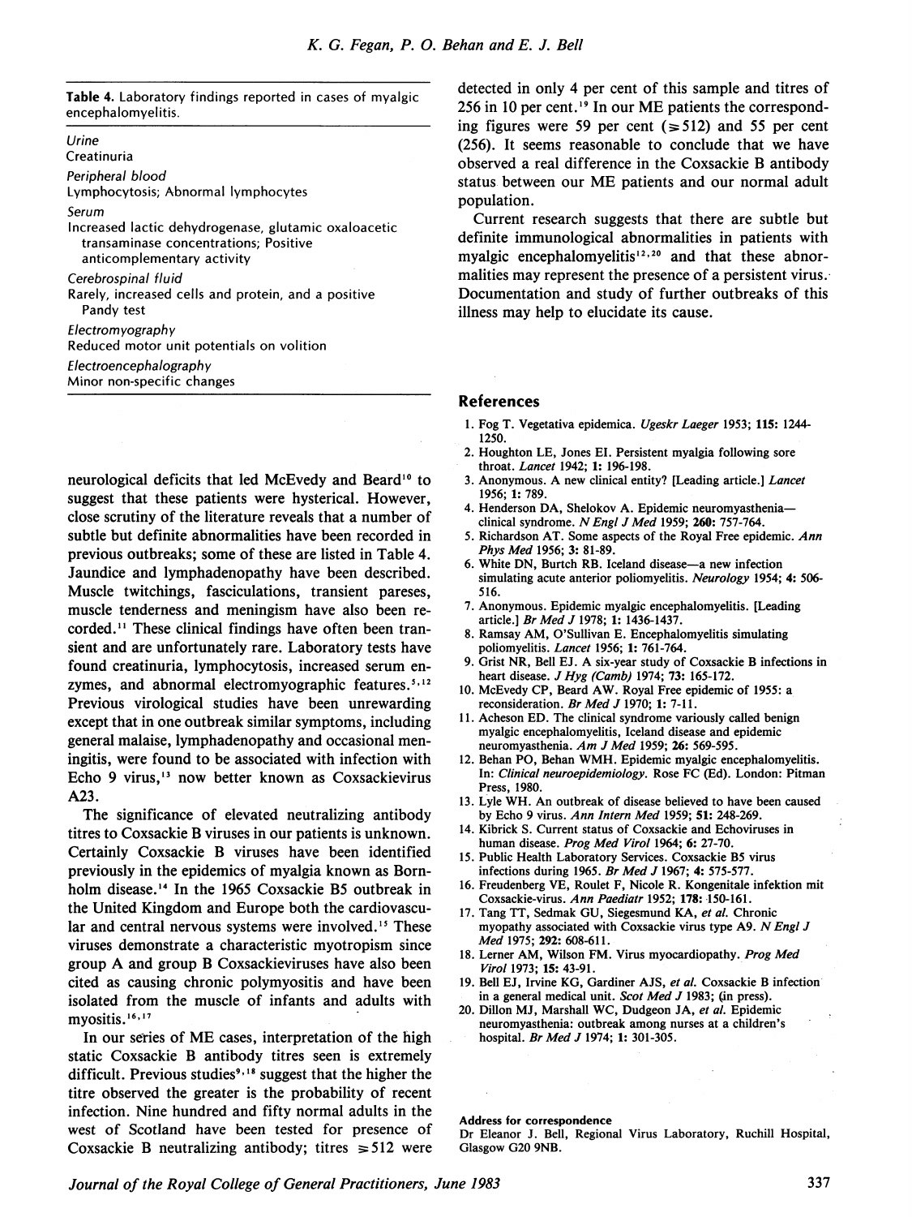**Table 4.** Laboratory findings reported in cases of myalgic encephalomyelitis.

*Urine*
Creatinuria

*Peripheral blood*
Lymphocytosis; Abnormal lymphocytes

*Serum*
Increased lactic dehydrogenase, glutamic oxaloacetic transaminase concentrations; Positive anticomplementary activity

*Cerebrospinal fluid*
Rarely, increased cells and protein, and a positive Pandy test

*Electromyography*
Reduced motor unit potentials on volition

*Electroencephalography*
Minor non-specific changes

neurological deficits that led McEvedy and Beard[10] to suggest that these patients were hysterical. However, close scrutiny of the literature reveals that a number of subtle but definite abnormalities have been recorded in previous outbreaks; some of these are listed in Table 4. Jaundice and lymphadenopathy have been described. Muscle twitchings, fasciculations, transient pareses, muscle tenderness and meningism have also been recorded.[11] These clinical findings have often been transient and are unfortunately rare. Laboratory tests have found creatinuria, lymphocytosis, increased serum enzymes, and abnormal electromyographic features.[5,12] Previous virological studies have been unrewarding except that in one outbreak similar symptoms, including general malaise, lymphadenopathy and occasional meningitis, were found to be associated with infection with Echo 9 virus,[13] now better known as Coxsackievirus A23.

The significance of elevated neutralizing antibody titres to Coxsackie B viruses in our patients is unknown. Certainly Coxsackie B viruses have been identified previously in the epidemics of myalgia known as Bornholm disease.[14] In the 1965 Coxsackie B5 outbreak in the United Kingdom and Europe both the cardiovascular and central nervous systems were involved.[15] These viruses demonstrate a characteristic myotropism since group A and group B Coxsackieviruses have also been cited as causing chronic polymyositis and have been isolated from the muscle of infants and adults with myositis.[16,17]

In our series of ME cases, interpretation of the high static Coxsackie B antibody titres seen is extremely difficult. Previous studies[9,18] suggest that the higher the titre observed the greater is the probability of recent infection. Nine hundred and fifty normal adults in the west of Scotland have been tested for presence of Coxsackie B neutralizing antibody; titres $\geq 512$ were detected in only 4 per cent of this sample and titres of 256 in 10 per cent.[19] In our ME patients the corresponding figures were 59 per cent ($\geq 512$) and 55 per cent (256). It seems reasonable to conclude that we have observed a real difference in the Coxsackie B antibody status between our ME patients and our normal adult population.

Current research suggests that there are subtle but definite immunological abnormalities in patients with myalgic encephalomyelitis[12,20] and that these abnormalities may represent the presence of a persistent virus. Documentation and study of further outbreaks of this illness may help to elucidate its cause.

## References

1. Fog T. Vegetativa epidemica. *Ugeskr Laeger* 1953; **115:** 1244-1250.
2. Houghton LE, Jones EI. Persistent myalgia following sore throat. *Lancet* 1942; **1:** 196-198.
3. Anonymous. A new clinical entity? [Leading article.] *Lancet* 1956; **1:** 789.
4. Henderson DA, Shelokov A. Epidemic neuromyasthenia—clinical syndrome. *N Engl J Med* 1959; **260:** 757-764.
5. Richardson AT. Some aspects of the Royal Free epidemic. *Ann Phys Med* 1956; **3:** 81-89.
6. White DN, Burtch RB. Iceland disease—a new infection simulating acute anterior poliomyelitis. *Neurology* 1954; **4:** 506-516.
7. Anonymous. Epidemic myalgic encephalomyelitis. [Leading article.] *Br Med J* 1978; **1:** 1436-1437.
8. Ramsay AM, O'Sullivan E. Encephalomyelitis simulating poliomyelitis. *Lancet* 1956; **1:** 761-764.
9. Grist NR, Bell EJ. A six-year study of Coxsackie B infections in heart disease. *J Hyg (Camb)* 1974; **73:** 165-172.
10. McEvedy CP, Beard AW. Royal Free epidemic of 1955: a reconsideration. *Br Med J* 1970; **1:** 7-11.
11. Acheson ED. The clinical syndrome variously called benign myalgic encephalomyelitis, Iceland disease and epidemic neuromyasthenia. *Am J Med* 1959; **26:** 569-595.
12. Behan PO, Behan WMH. Epidemic myalgic encephalomyelitis. In: *Clinical neuroepidemiology.* Rose FC (Ed). London: Pitman Press, 1980.
13. Lyle WH. An outbreak of disease believed to have been caused by Echo 9 virus. *Ann Intern Med* 1959; **51:** 248-269.
14. Kibrick S. Current status of Coxsackie and Echoviruses in human disease. *Prog Med Virol* 1964; **6:** 27-70.
15. Public Health Laboratory Services. Coxsackie B5 virus infections during 1965. *Br Med J* 1967; **4:** 575-577.
16. Freudenberg VE, Roulet F, Nicole R. Kongenitale infektion mit Coxsackie-virus. *Ann Paediatr* 1952; **178:** 150-161.
17. Tang TT, Sedmak GU, Siegesmund KA, *et al.* Chronic myopathy associated with Coxsackie virus type A9. *N Engl J Med* 1975; **292:** 608-611.
18. Lerner AM, Wilson FM. Virus myocardiopathy. *Prog Med Virol* 1973; **15:** 43-91.
19. Bell EJ, Irvine KG, Gardiner AJS, *et al.* Coxsackie B infection in a general medical unit. *Scot Med J* 1983; (in press).
20. Dillon MJ, Marshall WC, Dudgeon JA, *et al.* Epidemic neuromyasthenia: outbreak among nurses at a children's hospital. *Br Med J* 1974; **1:** 301-305.

**Address for correspondence**
Dr Eleanor J. Bell, Regional Virus Laboratory, Ruchill Hospital, Glasgow G20 9NB.